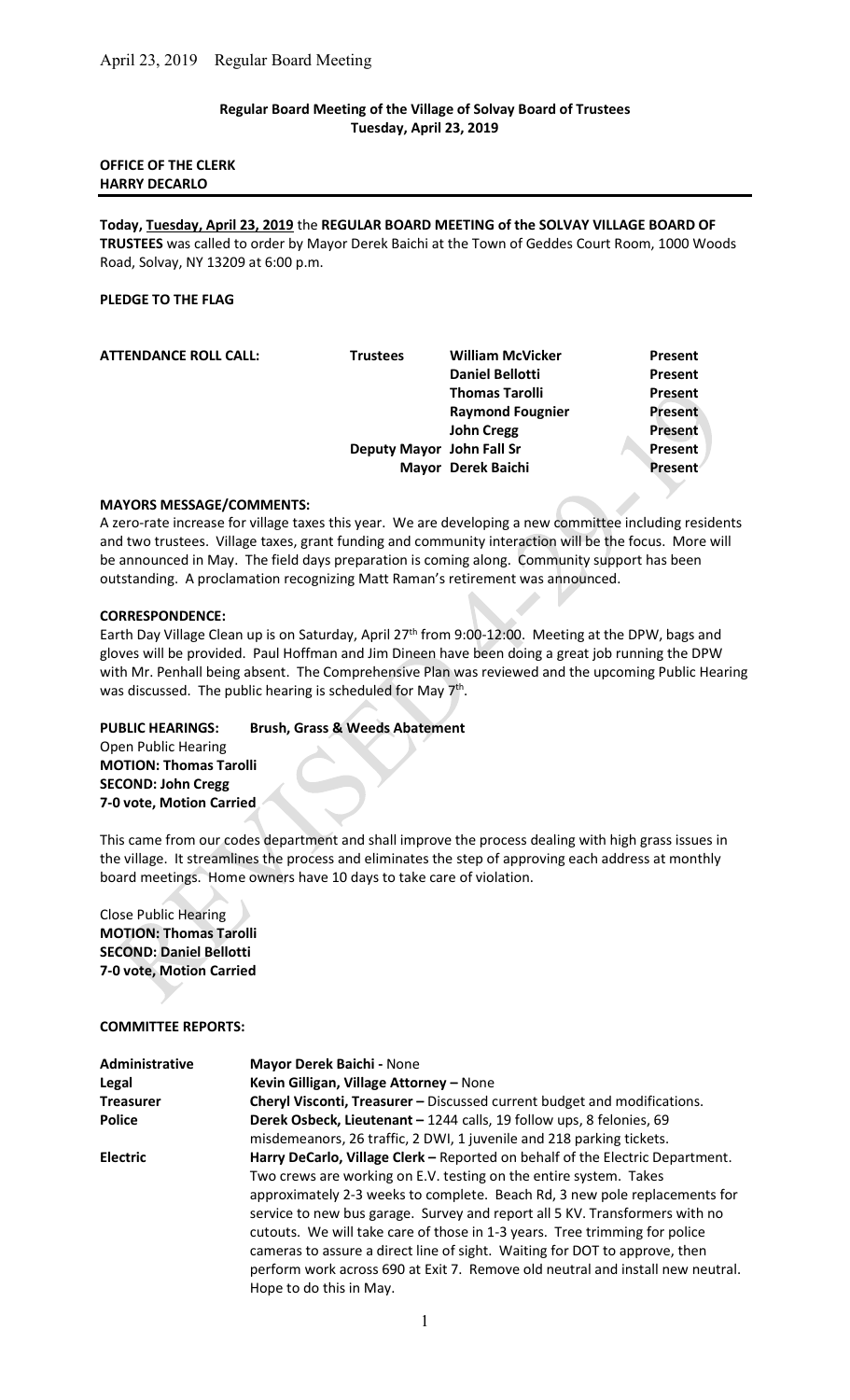**Regular Board Meeting of the Village of Solvay Board of Trustees**
**Tuesday, April 23, 2019**

**OFFICE OF THE CLERK**
**HARRY DECARLO**

---

**Today, Tuesday, April 23, 2019** the **REGULAR BOARD MEETING of the SOLVAY VILLAGE BOARD OF TRUSTEES** was called to order by Mayor Derek Baichi at the Town of Geddes Court Room, 1000 Woods Road, Solvay, NY 13209 at 6:00 p.m.

**PLEDGE TO THE FLAG**

| **ATTENDANCE ROLL CALL:** | **Trustees** | **William McVicker** | **Present** |
|---|---|---|---|
| | | **Daniel Bellotti** | **Present** |
| | | **Thomas Tarolli** | **Present** |
| | | **Raymond Fougnier** | **Present** |
| | | **John Cregg** | **Present** |
| | **Deputy Mayor** | **John Fall Sr** | **Present** |
| | **Mayor** | **Derek Baichi** | **Present** |

**MAYORS MESSAGE/COMMENTS:**
A zero-rate increase for village taxes this year. We are developing a new committee including residents and two trustees. Village taxes, grant funding and community interaction will be the focus. More will be announced in May. The field days preparation is coming along. Community support has been outstanding. A proclamation recognizing Matt Raman's retirement was announced.

**CORRESPONDENCE:**
Earth Day Village Clean up is on Saturday, April 27th from 9:00-12:00. Meeting at the DPW, bags and gloves will be provided. Paul Hoffman and Jim Dineen have been doing a great job running the DPW with Mr. Penhall being absent. The Comprehensive Plan was reviewed and the upcoming Public Hearing was discussed. The public hearing is scheduled for May 7th.

**PUBLIC HEARINGS: Brush, Grass & Weeds Abatement**
Open Public Hearing
**MOTION: Thomas Tarolli**
**SECOND: John Cregg**
**7-0 vote, Motion Carried**

This came from our codes department and shall improve the process dealing with high grass issues in the village. It streamlines the process and eliminates the step of approving each address at monthly board meetings. Home owners have 10 days to take care of violation.

Close Public Hearing
**MOTION: Thomas Tarolli**
**SECOND: Daniel Bellotti**
**7-0 vote, Motion Carried**

**COMMITTEE REPORTS:**

| | |
|---|---|
| **Administrative** | **Mayor Derek Baichi -** None |
| **Legal** | **Kevin Gilligan, Village Attorney –** None |
| **Treasurer** | **Cheryl Visconti, Treasurer –** Discussed current budget and modifications. |
| **Police** | **Derek Osbeck, Lieutenant –** 1244 calls, 19 follow ups, 8 felonies, 69 misdemeanors, 26 traffic, 2 DWI, 1 juvenile and 218 parking tickets. |
| **Electric** | **Harry DeCarlo, Village Clerk –** Reported on behalf of the Electric Department. Two crews are working on E.V. testing on the entire system. Takes approximately 2-3 weeks to complete. Beach Rd, 3 new pole replacements for service to new bus garage. Survey and report all 5 KV. Transformers with no cutouts. We will take care of those in 1-3 years. Tree trimming for police cameras to assure a direct line of sight. Waiting for DOT to approve, then perform work across 690 at Exit 7. Remove old neutral and install new neutral. Hope to do this in May. |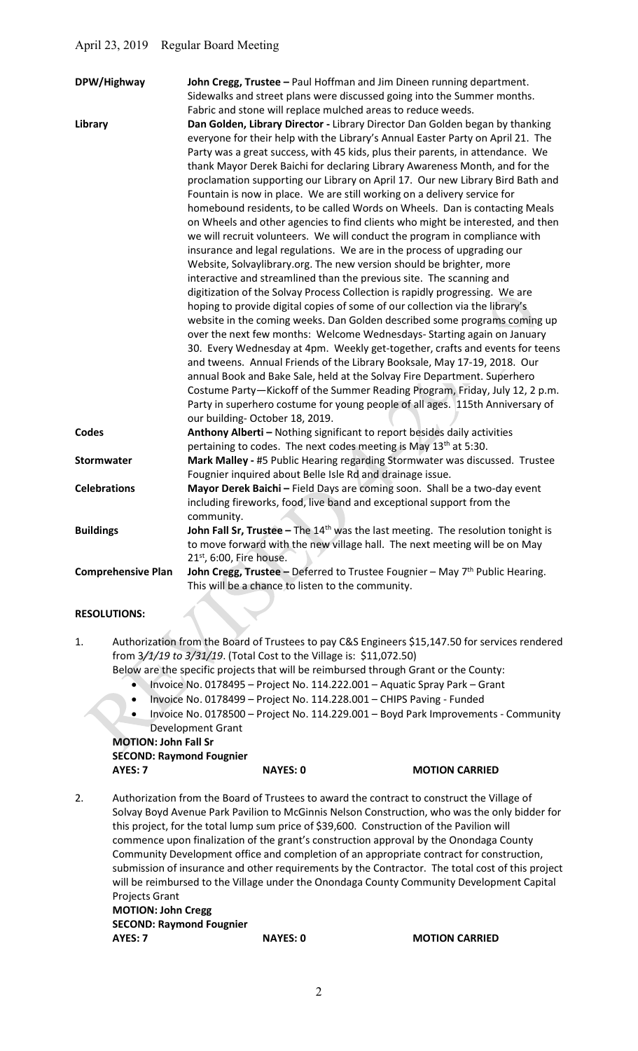April 23, 2019 Regular Board Meeting

| | |
|---|---|
| **DPW/Highway** | **John Cregg, Trustee –** Paul Hoffman and Jim Dineen running department. Sidewalks and street plans were discussed going into the Summer months. Fabric and stone will replace mulched areas to reduce weeds. |
| **Library** | **Dan Golden, Library Director -** Library Director Dan Golden began by thanking everyone for their help with the Library's Annual Easter Party on April 21. The Party was a great success, with 45 kids, plus their parents, in attendance. We thank Mayor Derek Baichi for declaring Library Awareness Month, and for the proclamation supporting our Library on April 17. Our new Library Bird Bath and Fountain is now in place. We are still working on a delivery service for homebound residents, to be called Words on Wheels. Dan is contacting Meals on Wheels and other agencies to find clients who might be interested, and then we will recruit volunteers. We will conduct the program in compliance with insurance and legal regulations. We are in the process of upgrading our Website, Solvaylibrary.org. The new version should be brighter, more interactive and streamlined than the previous site. The scanning and digitization of the Solvay Process Collection is rapidly progressing. We are hoping to provide digital copies of some of our collection via the library's website in the coming weeks. Dan Golden described some programs coming up over the next few months: Welcome Wednesdays- Starting again on January 30. Every Wednesday at 4pm. Weekly get-together, crafts and events for teens and tweens. Annual Friends of the Library Booksale, May 17-19, 2018. Our annual Book and Bake Sale, held at the Solvay Fire Department. Superhero Costume Party—Kickoff of the Summer Reading Program, Friday, July 12, 2 p.m. Party in superhero costume for young people of all ages. 115th Anniversary of our building- October 18, 2019. |
| **Codes** | **Anthony Alberti –** Nothing significant to report besides daily activities pertaining to codes. The next codes meeting is May 13th at 5:30. |
| **Stormwater** | **Mark Malley -** #5 Public Hearing regarding Stormwater was discussed. Trustee Fougnier inquired about Belle Isle Rd and drainage issue. |
| **Celebrations** | **Mayor Derek Baichi –** Field Days are coming soon. Shall be a two-day event including fireworks, food, live band and exceptional support from the community. |
| **Buildings** | **John Fall Sr, Trustee –** The 14th was the last meeting. The resolution tonight is to move forward with the new village hall. The next meeting will be on May 21st, 6:00, Fire house. |
| **Comprehensive Plan** | **John Cregg, Trustee –** Deferred to Trustee Fougnier – May 7th Public Hearing. This will be a chance to listen to the community. |

**RESOLUTIONS:**

1. Authorization from the Board of Trustees to pay C&S Engineers $15,147.50 for services rendered from *3/1/19 to 3/31/19*. (Total Cost to the Village is: $11,072.50)
   Below are the specific projects that will be reimbursed through Grant or the County:
   - Invoice No. 0178495 – Project No. 114.222.001 – Aquatic Spray Park – Grant
   - Invoice No. 0178499 – Project No. 114.228.001 – CHIPS Paving - Funded
   - Invoice No. 0178500 – Project No. 114.229.001 – Boyd Park Improvements - Community Development Grant

   **MOTION: John Fall Sr**
   **SECOND: Raymond Fougnier**
   **AYES: 7** **NAYES: 0** **MOTION CARRIED**

2. Authorization from the Board of Trustees to award the contract to construct the Village of Solvay Boyd Avenue Park Pavilion to McGinnis Nelson Construction, who was the only bidder for this project, for the total lump sum price of $39,600. Construction of the Pavilion will commence upon finalization of the grant's construction approval by the Onondaga County Community Development office and completion of an appropriate contract for construction, submission of insurance and other requirements by the Contractor. The total cost of this project will be reimbursed to the Village under the Onondaga County Community Development Capital Projects Grant

   **MOTION: John Cregg**
   **SECOND: Raymond Fougnier**
   **AYES: 7** **NAYES: 0** **MOTION CARRIED**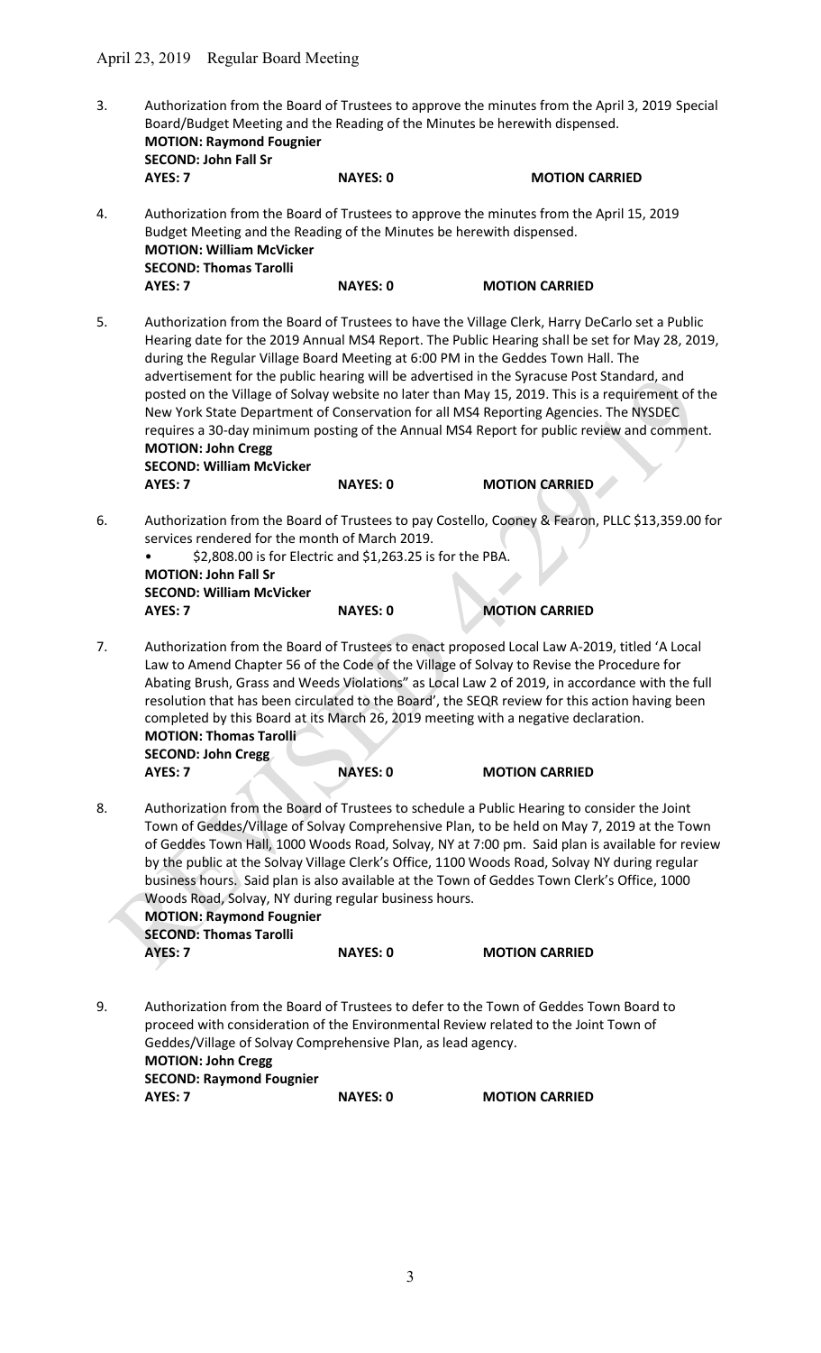3. Authorization from the Board of Trustees to approve the minutes from the April 3, 2019 Special Board/Budget Meeting and the Reading of the Minutes be herewith dispensed.
**MOTION: Raymond Fougnier**
**SECOND: John Fall Sr**
**AYES: 7** **NAYES: 0** **MOTION CARRIED**

4. Authorization from the Board of Trustees to approve the minutes from the April 15, 2019 Budget Meeting and the Reading of the Minutes be herewith dispensed.
**MOTION: William McVicker**
**SECOND: Thomas Tarolli**
**AYES: 7** **NAYES: 0** **MOTION CARRIED**

5. Authorization from the Board of Trustees to have the Village Clerk, Harry DeCarlo set a Public Hearing date for the 2019 Annual MS4 Report. The Public Hearing shall be set for May 28, 2019, during the Regular Village Board Meeting at 6:00 PM in the Geddes Town Hall. The advertisement for the public hearing will be advertised in the Syracuse Post Standard, and posted on the Village of Solvay website no later than May 15, 2019. This is a requirement of the New York State Department of Conservation for all MS4 Reporting Agencies. The NYSDEC requires a 30-day minimum posting of the Annual MS4 Report for public review and comment.
**MOTION: John Cregg**
**SECOND: William McVicker**
**AYES: 7** **NAYES: 0** **MOTION CARRIED**

6. Authorization from the Board of Trustees to pay Costello, Cooney & Fearon, PLLC $13,359.00 for services rendered for the month of March 2019.
   - $2,808.00 is for Electric and $1,263.25 is for the PBA.

   **MOTION: John Fall Sr**
   **SECOND: William McVicker**
   **AYES: 7** **NAYES: 0** **MOTION CARRIED**

7. Authorization from the Board of Trustees to enact proposed Local Law A-2019, titled 'A Local Law to Amend Chapter 56 of the Code of the Village of Solvay to Revise the Procedure for Abating Brush, Grass and Weeds Violations" as Local Law 2 of 2019, in accordance with the full resolution that has been circulated to the Board', the SEQR review for this action having been completed by this Board at its March 26, 2019 meeting with a negative declaration.
**MOTION: Thomas Tarolli**
**SECOND: John Cregg**
**AYES: 7** **NAYES: 0** **MOTION CARRIED**

8. Authorization from the Board of Trustees to schedule a Public Hearing to consider the Joint Town of Geddes/Village of Solvay Comprehensive Plan, to be held on May 7, 2019 at the Town of Geddes Town Hall, 1000 Woods Road, Solvay, NY at 7:00 pm. Said plan is available for review by the public at the Solvay Village Clerk's Office, 1100 Woods Road, Solvay NY during regular business hours. Said plan is also available at the Town of Geddes Town Clerk's Office, 1000 Woods Road, Solvay, NY during regular business hours.
**MOTION: Raymond Fougnier**
**SECOND: Thomas Tarolli**
**AYES: 7** **NAYES: 0** **MOTION CARRIED**

9. Authorization from the Board of Trustees to defer to the Town of Geddes Town Board to proceed with consideration of the Environmental Review related to the Joint Town of Geddes/Village of Solvay Comprehensive Plan, as lead agency.
**MOTION: John Cregg**
**SECOND: Raymond Fougnier**
**AYES: 7** **NAYES: 0** **MOTION CARRIED**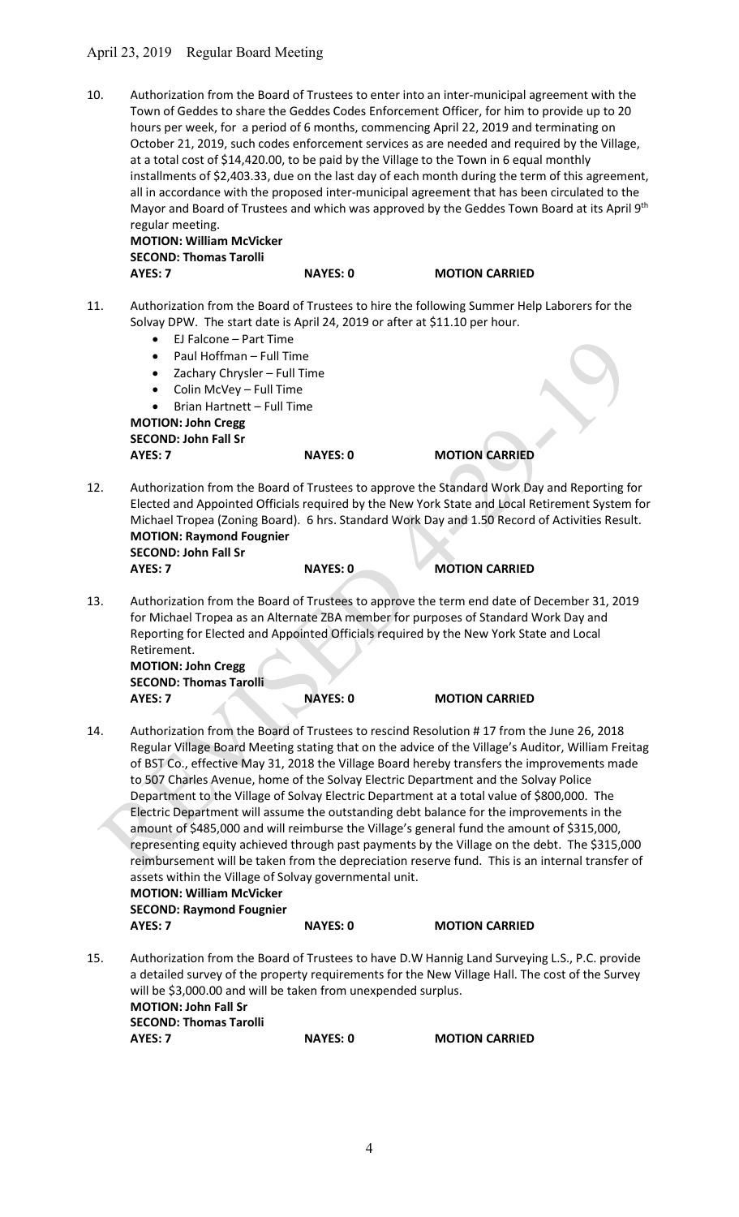10. Authorization from the Board of Trustees to enter into an inter-municipal agreement with the Town of Geddes to share the Geddes Codes Enforcement Officer, for him to provide up to 20 hours per week, for a period of 6 months, commencing April 22, 2019 and terminating on October 21, 2019, such codes enforcement services as are needed and required by the Village, at a total cost of $14,420.00, to be paid by the Village to the Town in 6 equal monthly installments of $2,403.33, due on the last day of each month during the term of this agreement, all in accordance with the proposed inter-municipal agreement that has been circulated to the Mayor and Board of Trustees and which was approved by the Geddes Town Board at its April 9th regular meeting.
**MOTION: William McVicker**
**SECOND: Thomas Tarolli**
**AYES: 7** **NAYES: 0** **MOTION CARRIED**

11. Authorization from the Board of Trustees to hire the following Summer Help Laborers for the Solvay DPW. The start date is April 24, 2019 or after at $11.10 per hour.
    - EJ Falcone – Part Time
    - Paul Hoffman – Full Time
    - Zachary Chrysler – Full Time
    - Colin McVey – Full Time
    - Brian Hartnett – Full Time

    **MOTION: John Cregg**
    **SECOND: John Fall Sr**
    **AYES: 7** **NAYES: 0** **MOTION CARRIED**

12. Authorization from the Board of Trustees to approve the Standard Work Day and Reporting for Elected and Appointed Officials required by the New York State and Local Retirement System for Michael Tropea (Zoning Board). 6 hrs. Standard Work Day and 1.50 Record of Activities Result.
**MOTION: Raymond Fougnier**
**SECOND: John Fall Sr**
**AYES: 7** **NAYES: 0** **MOTION CARRIED**

13. Authorization from the Board of Trustees to approve the term end date of December 31, 2019 for Michael Tropea as an Alternate ZBA member for purposes of Standard Work Day and Reporting for Elected and Appointed Officials required by the New York State and Local Retirement.
**MOTION: John Cregg**
**SECOND: Thomas Tarolli**
**AYES: 7** **NAYES: 0** **MOTION CARRIED**

14. Authorization from the Board of Trustees to rescind Resolution # 17 from the June 26, 2018 Regular Village Board Meeting stating that on the advice of the Village's Auditor, William Freitag of BST Co., effective May 31, 2018 the Village Board hereby transfers the improvements made to 507 Charles Avenue, home of the Solvay Electric Department and the Solvay Police Department to the Village of Solvay Electric Department at a total value of $800,000. The Electric Department will assume the outstanding debt balance for the improvements in the amount of $485,000 and will reimburse the Village's general fund the amount of $315,000, representing equity achieved through past payments by the Village on the debt. The $315,000 reimbursement will be taken from the depreciation reserve fund. This is an internal transfer of assets within the Village of Solvay governmental unit.
**MOTION: William McVicker**
**SECOND: Raymond Fougnier**
**AYES: 7** **NAYES: 0** **MOTION CARRIED**

15. Authorization from the Board of Trustees to have D.W Hannig Land Surveying L.S., P.C. provide a detailed survey of the property requirements for the New Village Hall. The cost of the Survey will be $3,000.00 and will be taken from unexpended surplus.
**MOTION: John Fall Sr**
**SECOND: Thomas Tarolli**
**AYES: 7** **NAYES: 0** **MOTION CARRIED**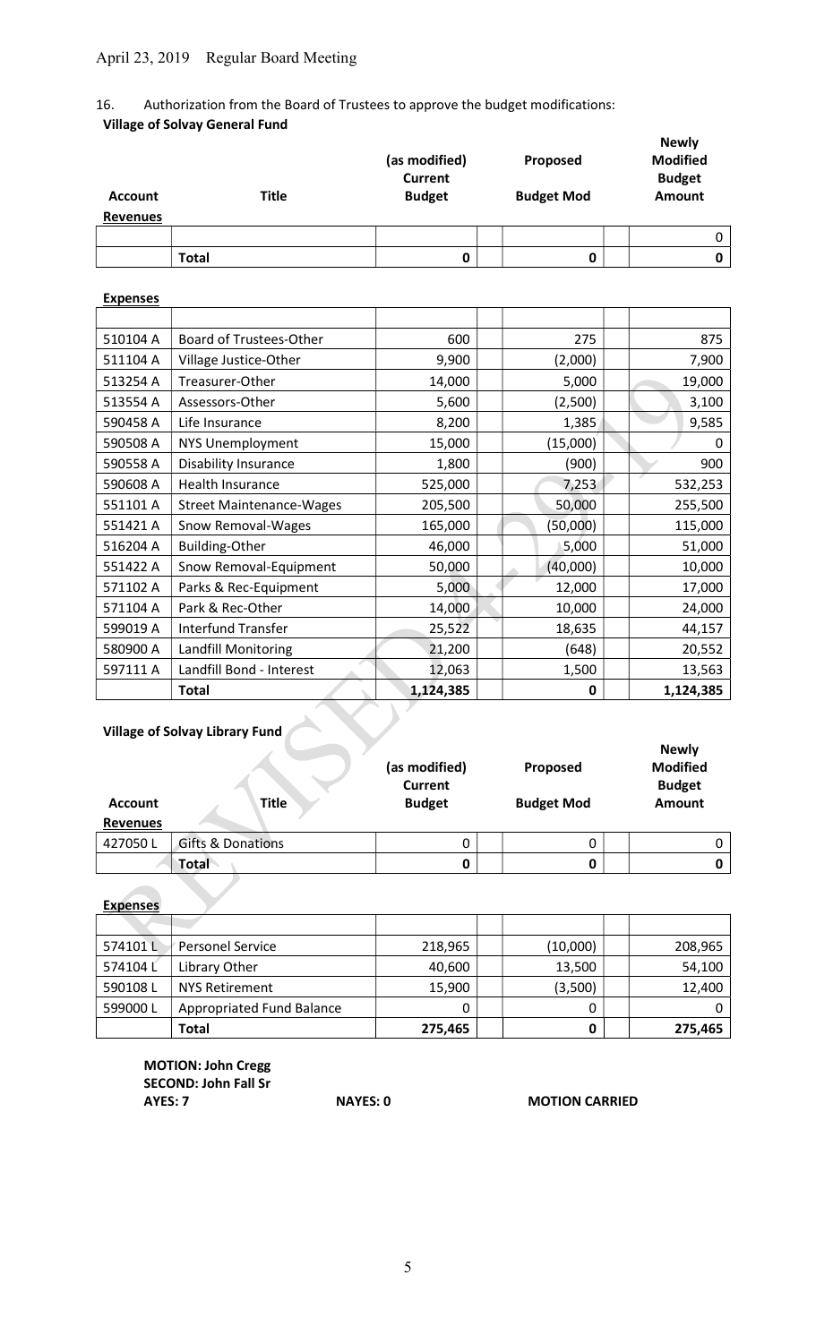April 23, 2019 Regular Board Meeting

16. Authorization from the Board of Trustees to approve the budget modifications:

**Village of Solvay General Fund**

| Account | Title | (as modified) Current Budget | Proposed Budget Mod | Newly Modified Budget Amount |
|---|---|---|---|---|
| **Revenues** | | | | |
| | | | | 0 |
| | **Total** | **0** | **0** | **0** |

**Expenses**

| Account | Title | (as modified) Current Budget | Proposed Budget Mod | Newly Modified Budget Amount |
|---|---|---|---|---|
| 510104 A | Board of Trustees-Other | 600 | 275 | 875 |
| 511104 A | Village Justice-Other | 9,900 | (2,000) | 7,900 |
| 513254 A | Treasurer-Other | 14,000 | 5,000 | 19,000 |
| 513554 A | Assessors-Other | 5,600 | (2,500) | 3,100 |
| 590458 A | Life Insurance | 8,200 | 1,385 | 9,585 |
| 590508 A | NYS Unemployment | 15,000 | (15,000) | 0 |
| 590558 A | Disability Insurance | 1,800 | (900) | 900 |
| 590608 A | Health Insurance | 525,000 | 7,253 | 532,253 |
| 551101 A | Street Maintenance-Wages | 205,500 | 50,000 | 255,500 |
| 551421 A | Snow Removal-Wages | 165,000 | (50,000) | 115,000 |
| 516204 A | Building-Other | 46,000 | 5,000 | 51,000 |
| 551422 A | Snow Removal-Equipment | 50,000 | (40,000) | 10,000 |
| 571102 A | Parks & Rec-Equipment | 5,000 | 12,000 | 17,000 |
| 571104 A | Park & Rec-Other | 14,000 | 10,000 | 24,000 |
| 599019 A | Interfund Transfer | 25,522 | 18,635 | 44,157 |
| 580900 A | Landfill Monitoring | 21,200 | (648) | 20,552 |
| 597111 A | Landfill Bond - Interest | 12,063 | 1,500 | 13,563 |
| | **Total** | **1,124,385** | **0** | **1,124,385** |

**Village of Solvay Library Fund**

| Account | Title | (as modified) Current Budget | Proposed Budget Mod | Newly Modified Budget Amount |
|---|---|---|---|---|
| **Revenues** | | | | |
| 427050 L | Gifts & Donations | 0 | 0 | 0 |
| | **Total** | **0** | **0** | **0** |

**Expenses**

| Account | Title | (as modified) Current Budget | Proposed Budget Mod | Newly Modified Budget Amount |
|---|---|---|---|---|
| 574101 L | Personel Service | 218,965 | (10,000) | 208,965 |
| 574104 L | Library Other | 40,600 | 13,500 | 54,100 |
| 590108 L | NYS Retirement | 15,900 | (3,500) | 12,400 |
| 599000 L | Appropriated Fund Balance | 0 | 0 | 0 |
| | **Total** | **275,465** | **0** | **275,465** |

**MOTION: John Cregg**
**SECOND: John Fall Sr**
**AYES: 7** **NAYES: 0** **MOTION CARRIED**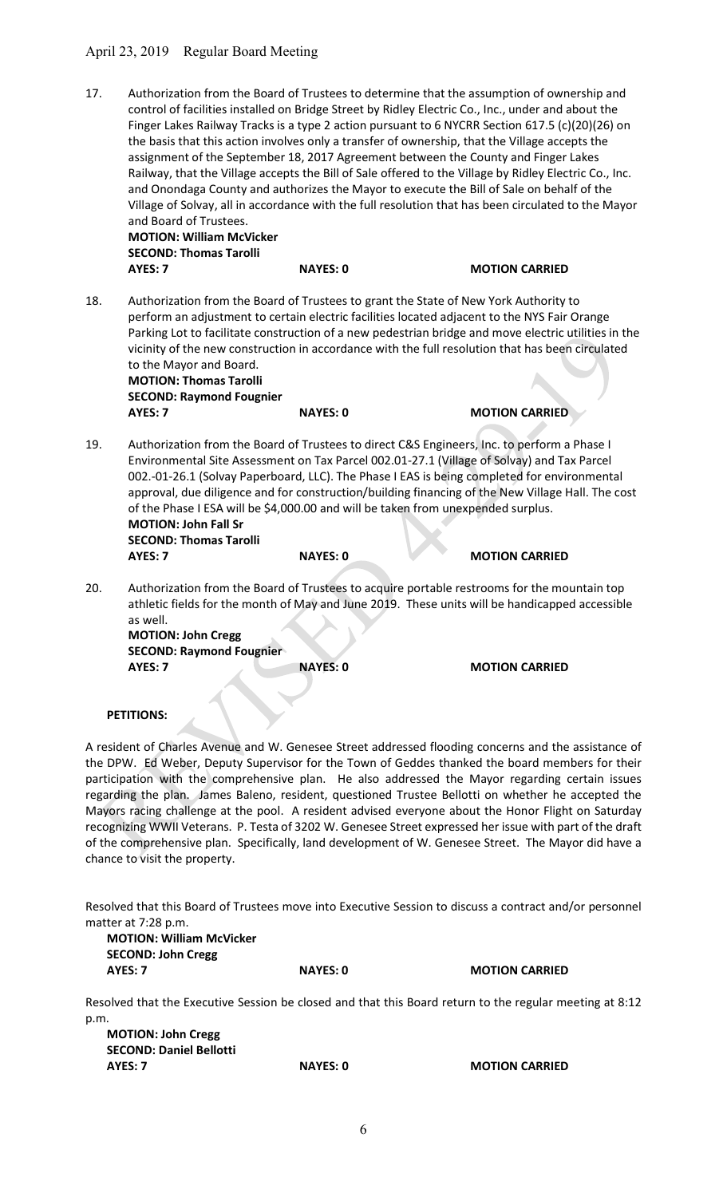17. Authorization from the Board of Trustees to determine that the assumption of ownership and control of facilities installed on Bridge Street by Ridley Electric Co., Inc., under and about the Finger Lakes Railway Tracks is a type 2 action pursuant to 6 NYCRR Section 617.5 (c)(20)(26) on the basis that this action involves only a transfer of ownership, that the Village accepts the assignment of the September 18, 2017 Agreement between the County and Finger Lakes Railway, that the Village accepts the Bill of Sale offered to the Village by Ridley Electric Co., Inc. and Onondaga County and authorizes the Mayor to execute the Bill of Sale on behalf of the Village of Solvay, all in accordance with the full resolution that has been circulated to the Mayor and Board of Trustees.
**MOTION: William McVicker**
**SECOND: Thomas Tarolli**
**AYES: 7** **NAYES: 0** **MOTION CARRIED**

18. Authorization from the Board of Trustees to grant the State of New York Authority to perform an adjustment to certain electric facilities located adjacent to the NYS Fair Orange Parking Lot to facilitate construction of a new pedestrian bridge and move electric utilities in the vicinity of the new construction in accordance with the full resolution that has been circulated to the Mayor and Board.
**MOTION: Thomas Tarolli**
**SECOND: Raymond Fougnier**
**AYES: 7** **NAYES: 0** **MOTION CARRIED**

19. Authorization from the Board of Trustees to direct C&S Engineers, Inc. to perform a Phase I Environmental Site Assessment on Tax Parcel 002.01-27.1 (Village of Solvay) and Tax Parcel 002.-01-26.1 (Solvay Paperboard, LLC). The Phase I EAS is being completed for environmental approval, due diligence and for construction/building financing of the New Village Hall. The cost of the Phase I ESA will be $4,000.00 and will be taken from unexpended surplus.
**MOTION: John Fall Sr**
**SECOND: Thomas Tarolli**
**AYES: 7** **NAYES: 0** **MOTION CARRIED**

20. Authorization from the Board of Trustees to acquire portable restrooms for the mountain top athletic fields for the month of May and June 2019. These units will be handicapped accessible as well.
**MOTION: John Cregg**
**SECOND: Raymond Fougnier**
**AYES: 7** **NAYES: 0** **MOTION CARRIED**

**PETITIONS:**

A resident of Charles Avenue and W. Genesee Street addressed flooding concerns and the assistance of the DPW. Ed Weber, Deputy Supervisor for the Town of Geddes thanked the board members for their participation with the comprehensive plan. He also addressed the Mayor regarding certain issues regarding the plan. James Baleno, resident, questioned Trustee Bellotti on whether he accepted the Mayors racing challenge at the pool. A resident advised everyone about the Honor Flight on Saturday recognizing WWII Veterans. P. Testa of 3202 W. Genesee Street expressed her issue with part of the draft of the comprehensive plan. Specifically, land development of W. Genesee Street. The Mayor did have a chance to visit the property.

Resolved that this Board of Trustees move into Executive Session to discuss a contract and/or personnel matter at 7:28 p.m.
**MOTION: William McVicker**
**SECOND: John Cregg**
**AYES: 7** **NAYES: 0** **MOTION CARRIED**

Resolved that the Executive Session be closed and that this Board return to the regular meeting at 8:12 p.m.
**MOTION: John Cregg**
**SECOND: Daniel Bellotti**
**AYES: 7** **NAYES: 0** **MOTION CARRIED**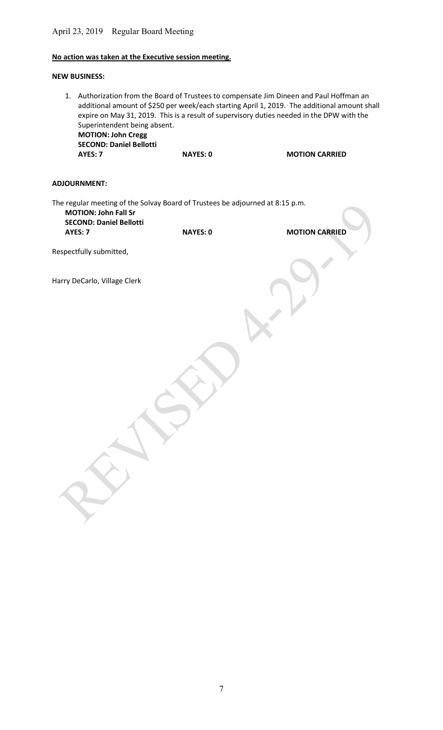**No action was taken at the Executive session meeting.**

**NEW BUSINESS:**

1. Authorization from the Board of Trustees to compensate Jim Dineen and Paul Hoffman an additional amount of $250 per week/each starting April 1, 2019. The additional amount shall expire on May 31, 2019. This is a result of supervisory duties needed in the DPW with the Superintendent being absent.
   **MOTION: John Cregg**
   **SECOND: Daniel Bellotti**
   **AYES: 7** **NAYES: 0** **MOTION CARRIED**

**ADJOURNMENT:**

The regular meeting of the Solvay Board of Trustees be adjourned at 8:15 p.m.
**MOTION: John Fall Sr**
**SECOND: Daniel Bellotti**
**AYES: 7** **NAYES: 0** **MOTION CARRIED**

Respectfully submitted,

Harry DeCarlo, Village Clerk

REVISED 4-29-19